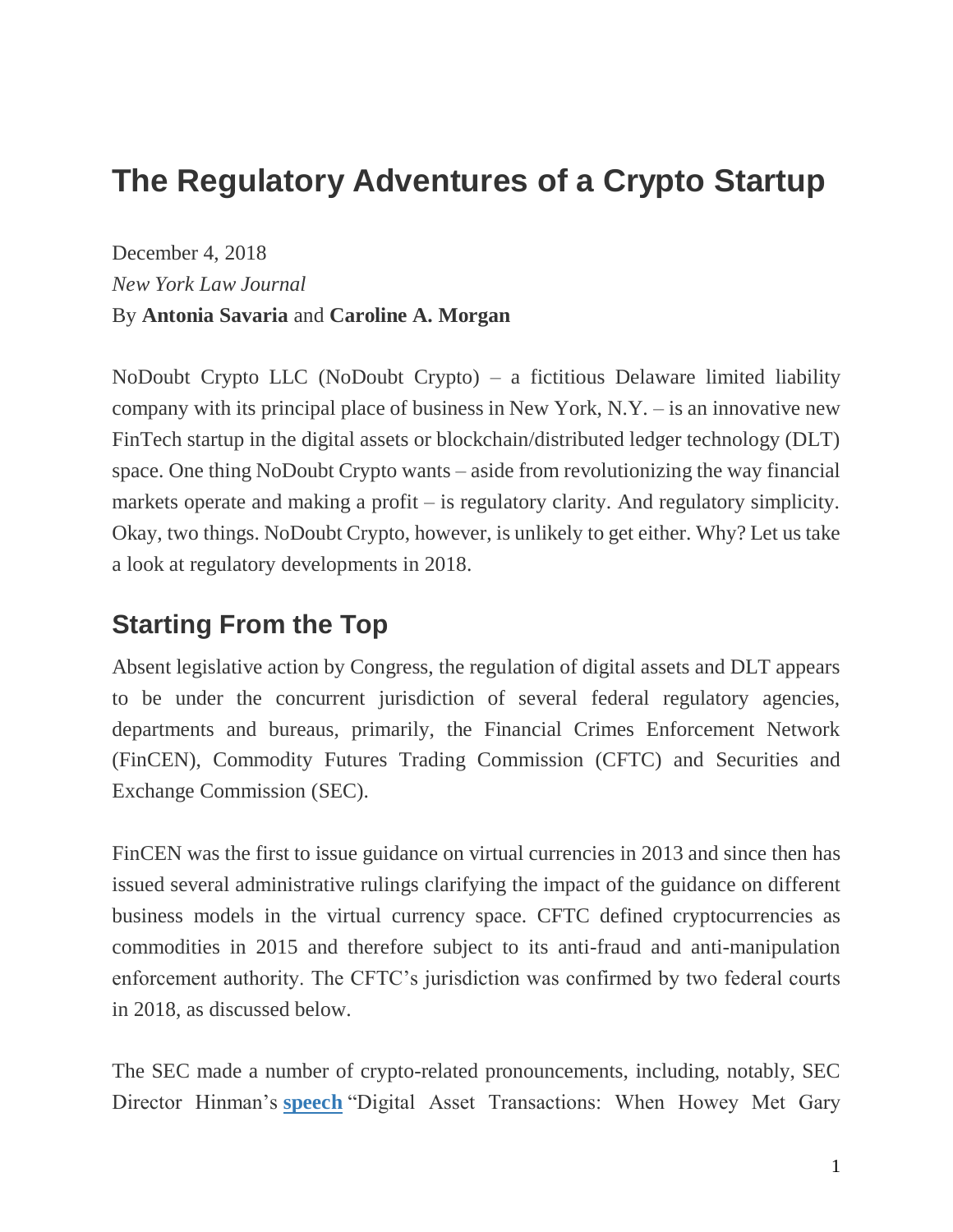# The Regulatory Adventures of a Crypto Startup

December 4, 2018
*New York Law Journal*
By **Antonia Savaria** and **Caroline A. Morgan**

NoDoubt Crypto LLC (NoDoubt Crypto) – a fictitious Delaware limited liability company with its principal place of business in New York, N.Y. – is an innovative new FinTech startup in the digital assets or blockchain/distributed ledger technology (DLT) space. One thing NoDoubt Crypto wants – aside from revolutionizing the way financial markets operate and making a profit – is regulatory clarity. And regulatory simplicity. Okay, two things. NoDoubt Crypto, however, is unlikely to get either. Why? Let us take a look at regulatory developments in 2018.

## Starting From the Top

Absent legislative action by Congress, the regulation of digital assets and DLT appears to be under the concurrent jurisdiction of several federal regulatory agencies, departments and bureaus, primarily, the Financial Crimes Enforcement Network (FinCEN), Commodity Futures Trading Commission (CFTC) and Securities and Exchange Commission (SEC).

FinCEN was the first to issue guidance on virtual currencies in 2013 and since then has issued several administrative rulings clarifying the impact of the guidance on different business models in the virtual currency space. CFTC defined cryptocurrencies as commodities in 2015 and therefore subject to its anti-fraud and anti-manipulation enforcement authority. The CFTC's jurisdiction was confirmed by two federal courts in 2018, as discussed below.

The SEC made a number of crypto-related pronouncements, including, notably, SEC Director Hinman's **speech** "Digital Asset Transactions: When Howey Met Gary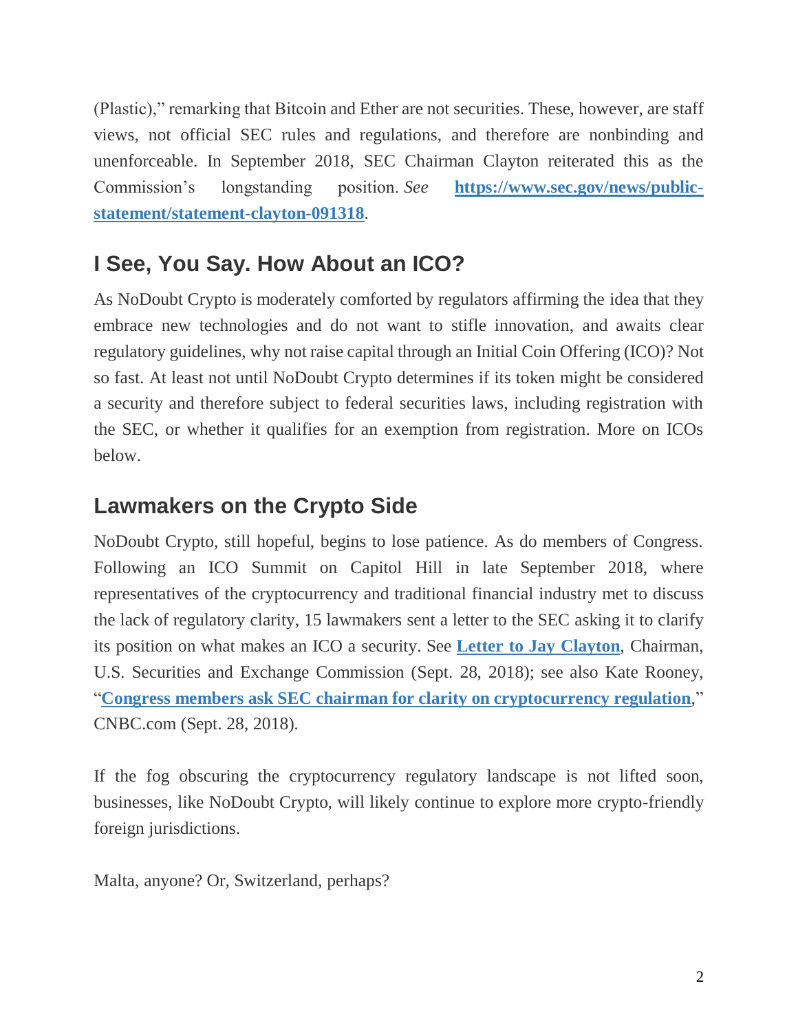(Plastic)," remarking that Bitcoin and Ether are not securities. These, however, are staff views, not official SEC rules and regulations, and therefore are nonbinding and unenforceable. In September 2018, SEC Chairman Clayton reiterated this as the Commission's longstanding position. *See* **https://www.sec.gov/news/public-statement/statement-clayton-091318**.

## I See, You Say. How About an ICO?

As NoDoubt Crypto is moderately comforted by regulators affirming the idea that they embrace new technologies and do not want to stifle innovation, and awaits clear regulatory guidelines, why not raise capital through an Initial Coin Offering (ICO)? Not so fast. At least not until NoDoubt Crypto determines if its token might be considered a security and therefore subject to federal securities laws, including registration with the SEC, or whether it qualifies for an exemption from registration. More on ICOs below.

## Lawmakers on the Crypto Side

NoDoubt Crypto, still hopeful, begins to lose patience. As do members of Congress. Following an ICO Summit on Capitol Hill in late September 2018, where representatives of the cryptocurrency and traditional financial industry met to discuss the lack of regulatory clarity, 15 lawmakers sent a letter to the SEC asking it to clarify its position on what makes an ICO a security. See **Letter to Jay Clayton**, Chairman, U.S. Securities and Exchange Commission (Sept. 28, 2018); see also Kate Rooney, "**Congress members ask SEC chairman for clarity on cryptocurrency regulation**," CNBC.com (Sept. 28, 2018).

If the fog obscuring the cryptocurrency regulatory landscape is not lifted soon, businesses, like NoDoubt Crypto, will likely continue to explore more crypto-friendly foreign jurisdictions.

Malta, anyone? Or, Switzerland, perhaps?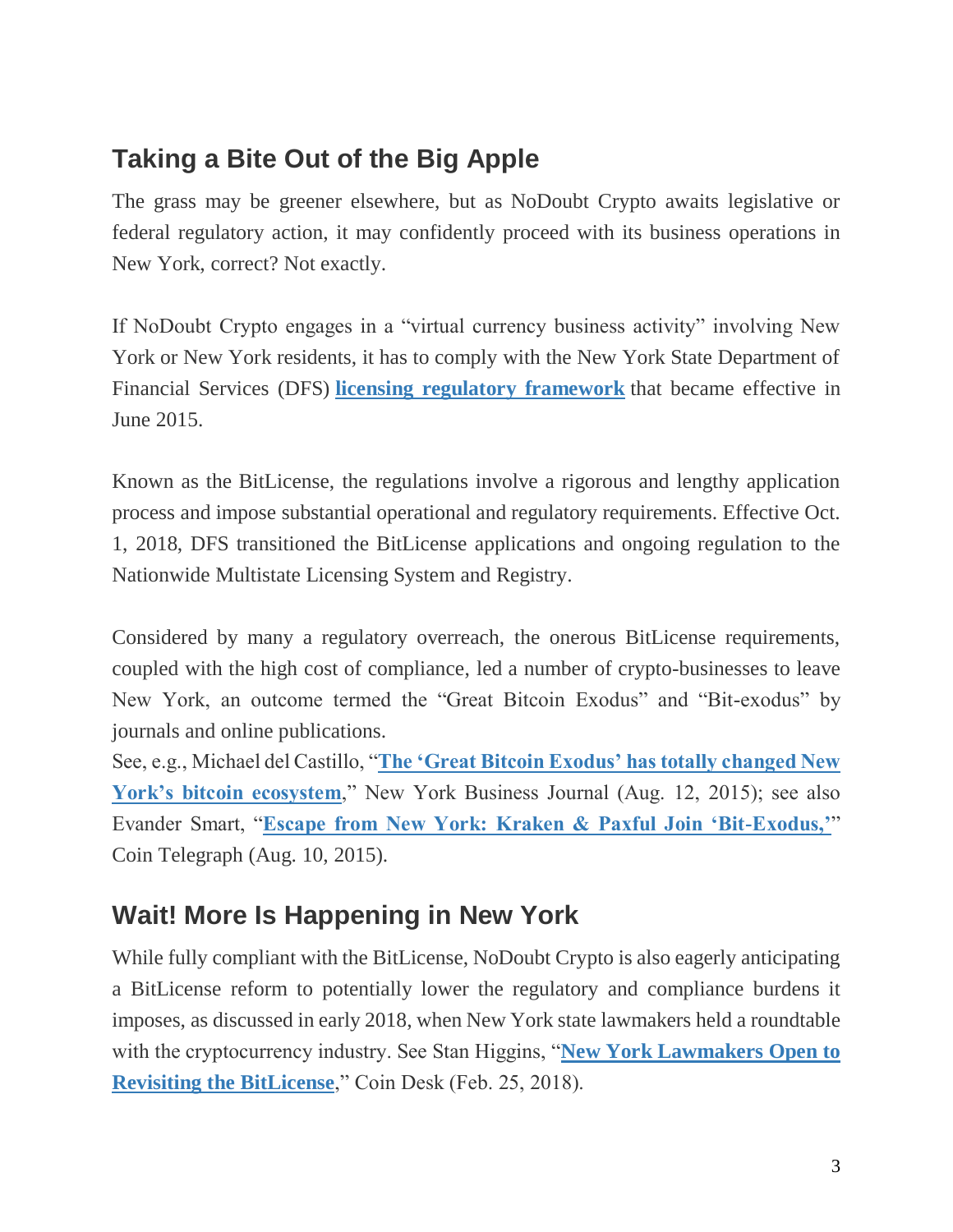## Taking a Bite Out of the Big Apple

The grass may be greener elsewhere, but as NoDoubt Crypto awaits legislative or federal regulatory action, it may confidently proceed with its business operations in New York, correct? Not exactly.

If NoDoubt Crypto engages in a "virtual currency business activity" involving New York or New York residents, it has to comply with the New York State Department of Financial Services (DFS) **licensing regulatory framework** that became effective in June 2015.

Known as the BitLicense, the regulations involve a rigorous and lengthy application process and impose substantial operational and regulatory requirements. Effective Oct. 1, 2018, DFS transitioned the BitLicense applications and ongoing regulation to the Nationwide Multistate Licensing System and Registry.

Considered by many a regulatory overreach, the onerous BitLicense requirements, coupled with the high cost of compliance, led a number of crypto-businesses to leave New York, an outcome termed the "Great Bitcoin Exodus" and "Bit-exodus" by journals and online publications.
See, e.g., Michael del Castillo, "**The 'Great Bitcoin Exodus' has totally changed New York's bitcoin ecosystem**," New York Business Journal (Aug. 12, 2015); see also Evander Smart, "**Escape from New York: Kraken & Paxful Join 'Bit-Exodus,'**" Coin Telegraph (Aug. 10, 2015).

## Wait! More Is Happening in New York

While fully compliant with the BitLicense, NoDoubt Crypto is also eagerly anticipating a BitLicense reform to potentially lower the regulatory and compliance burdens it imposes, as discussed in early 2018, when New York state lawmakers held a roundtable with the cryptocurrency industry. See Stan Higgins, "**New York Lawmakers Open to Revisiting the BitLicense**," Coin Desk (Feb. 25, 2018).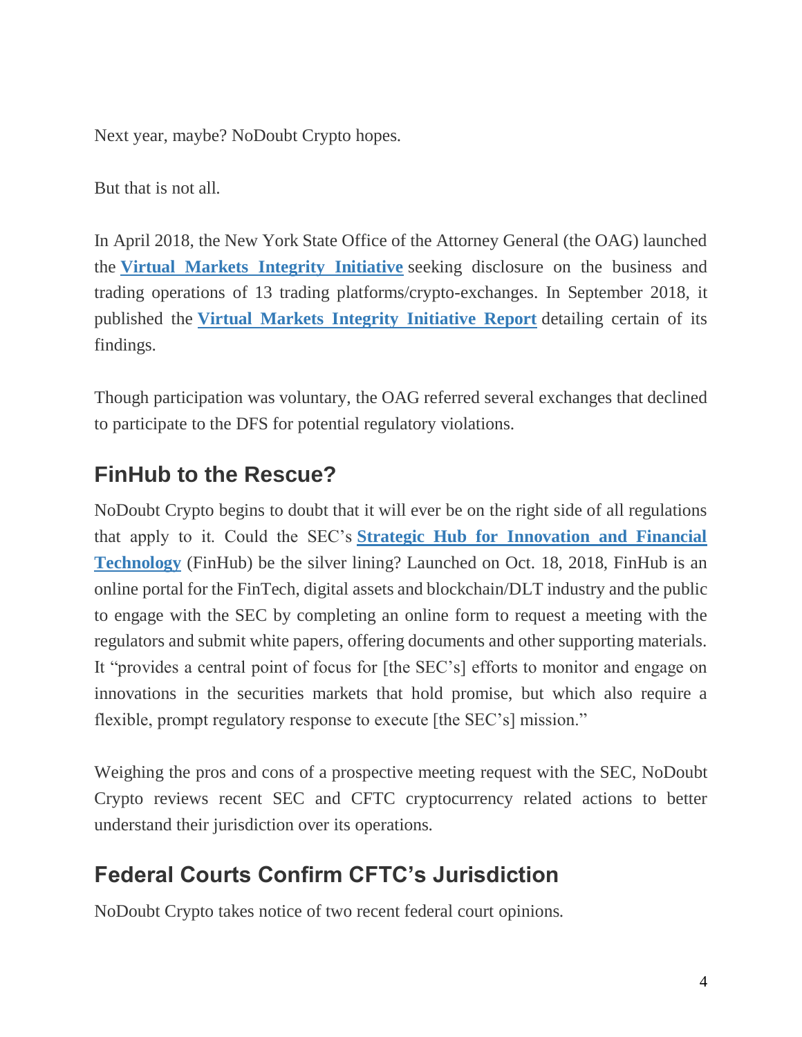Next year, maybe? NoDoubt Crypto hopes.

But that is not all.

In April 2018, the New York State Office of the Attorney General (the OAG) launched the **Virtual Markets Integrity Initiative** seeking disclosure on the business and trading operations of 13 trading platforms/crypto-exchanges. In September 2018, it published the **Virtual Markets Integrity Initiative Report** detailing certain of its findings.

Though participation was voluntary, the OAG referred several exchanges that declined to participate to the DFS for potential regulatory violations.

## FinHub to the Rescue?

NoDoubt Crypto begins to doubt that it will ever be on the right side of all regulations that apply to it. Could the SEC's **Strategic Hub for Innovation and Financial Technology** (FinHub) be the silver lining? Launched on Oct. 18, 2018, FinHub is an online portal for the FinTech, digital assets and blockchain/DLT industry and the public to engage with the SEC by completing an online form to request a meeting with the regulators and submit white papers, offering documents and other supporting materials. It "provides a central point of focus for [the SEC's] efforts to monitor and engage on innovations in the securities markets that hold promise, but which also require a flexible, prompt regulatory response to execute [the SEC's] mission."

Weighing the pros and cons of a prospective meeting request with the SEC, NoDoubt Crypto reviews recent SEC and CFTC cryptocurrency related actions to better understand their jurisdiction over its operations.

## Federal Courts Confirm CFTC's Jurisdiction

NoDoubt Crypto takes notice of two recent federal court opinions.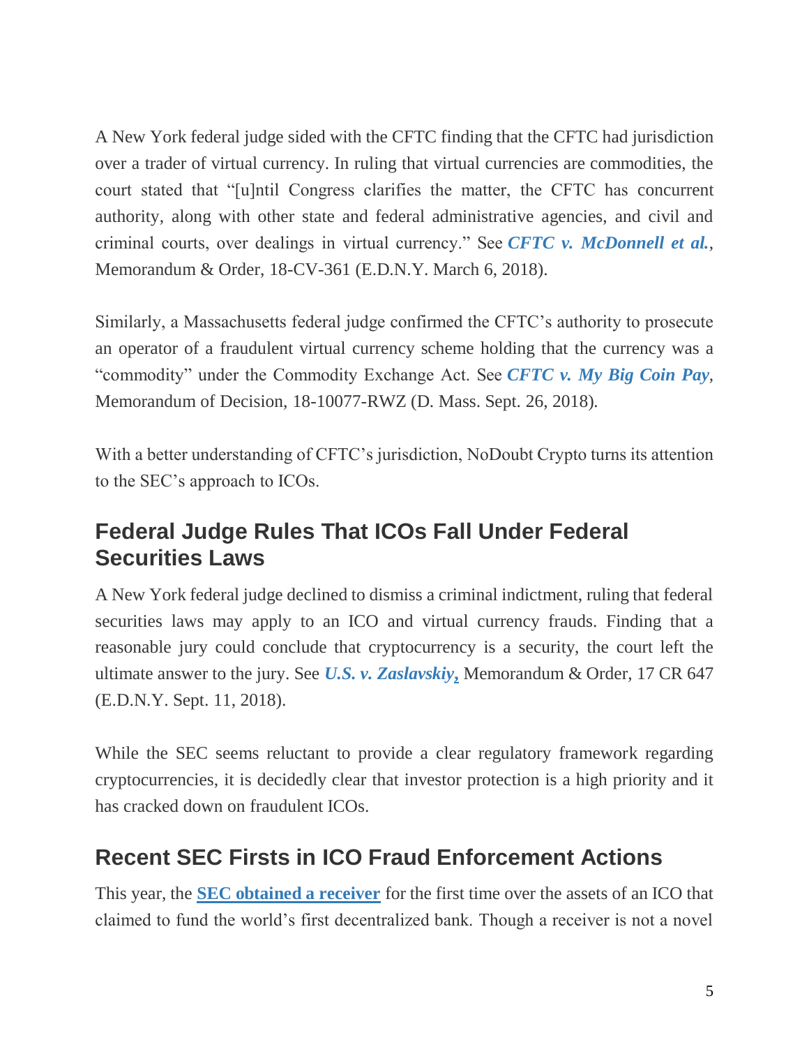A New York federal judge sided with the CFTC finding that the CFTC had jurisdiction over a trader of virtual currency. In ruling that virtual currencies are commodities, the court stated that "[u]ntil Congress clarifies the matter, the CFTC has concurrent authority, along with other state and federal administrative agencies, and civil and criminal courts, over dealings in virtual currency." See ***CFTC v. McDonnell et al.***, Memorandum & Order, 18-CV-361 (E.D.N.Y. March 6, 2018).

Similarly, a Massachusetts federal judge confirmed the CFTC's authority to prosecute an operator of a fraudulent virtual currency scheme holding that the currency was a "commodity" under the Commodity Exchange Act. See ***CFTC v. My Big Coin Pay***, Memorandum of Decision, 18-10077-RWZ (D. Mass. Sept. 26, 2018).

With a better understanding of CFTC's jurisdiction, NoDoubt Crypto turns its attention to the SEC's approach to ICOs.

## Federal Judge Rules That ICOs Fall Under Federal Securities Laws

A New York federal judge declined to dismiss a criminal indictment, ruling that federal securities laws may apply to an ICO and virtual currency frauds. Finding that a reasonable jury could conclude that cryptocurrency is a security, the court left the ultimate answer to the jury. See ***U.S. v. Zaslavskiy***, Memorandum & Order, 17 CR 647 (E.D.N.Y. Sept. 11, 2018).

While the SEC seems reluctant to provide a clear regulatory framework regarding cryptocurrencies, it is decidedly clear that investor protection is a high priority and it has cracked down on fraudulent ICOs.

## Recent SEC Firsts in ICO Fraud Enforcement Actions

This year, the **SEC obtained a receiver** for the first time over the assets of an ICO that claimed to fund the world's first decentralized bank. Though a receiver is not a novel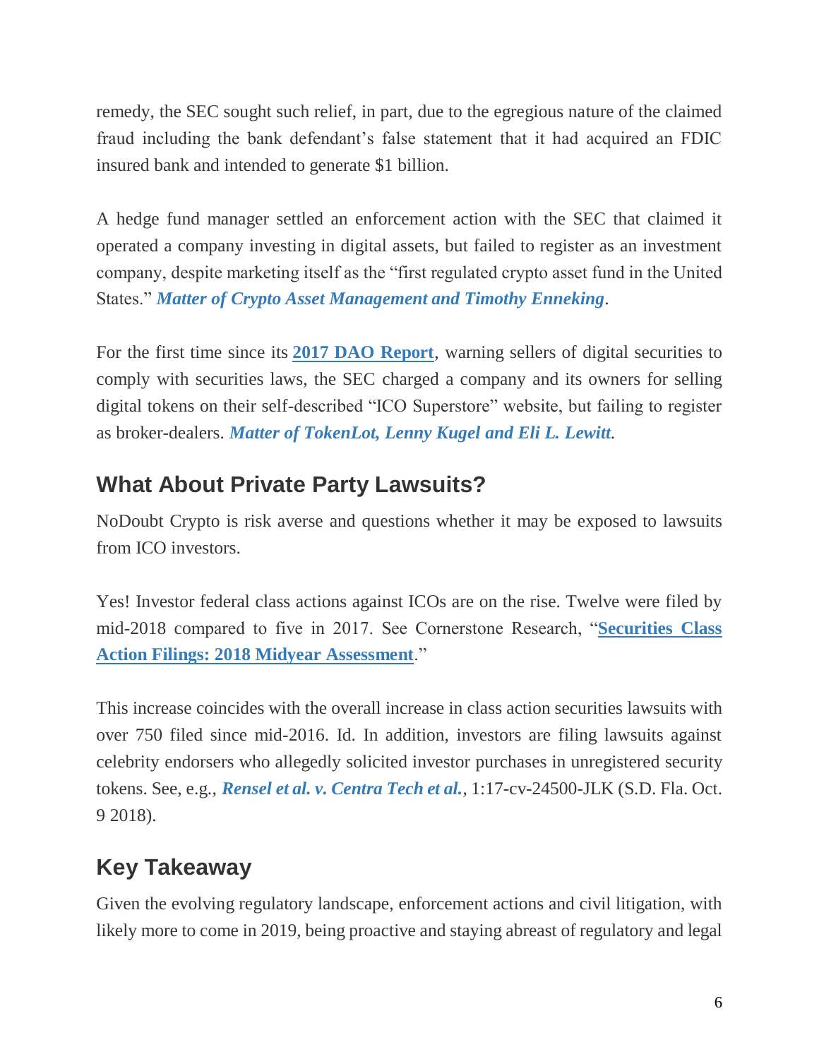remedy, the SEC sought such relief, in part, due to the egregious nature of the claimed fraud including the bank defendant's false statement that it had acquired an FDIC insured bank and intended to generate $1 billion.

A hedge fund manager settled an enforcement action with the SEC that claimed it operated a company investing in digital assets, but failed to register as an investment company, despite marketing itself as the "first regulated crypto asset fund in the United States." ***Matter of Crypto Asset Management and Timothy Enneking***.

For the first time since its **2017 DAO Report**, warning sellers of digital securities to comply with securities laws, the SEC charged a company and its owners for selling digital tokens on their self-described "ICO Superstore" website, but failing to register as broker-dealers. ***Matter of TokenLot, Lenny Kugel and Eli L. Lewitt***.

## What About Private Party Lawsuits?

NoDoubt Crypto is risk averse and questions whether it may be exposed to lawsuits from ICO investors.

Yes! Investor federal class actions against ICOs are on the rise. Twelve were filed by mid-2018 compared to five in 2017. See Cornerstone Research, "**Securities Class Action Filings: 2018 Midyear Assessment**."

This increase coincides with the overall increase in class action securities lawsuits with over 750 filed since mid-2016. Id. In addition, investors are filing lawsuits against celebrity endorsers who allegedly solicited investor purchases in unregistered security tokens. See, e.g., ***Rensel et al. v. Centra Tech et al.***, 1:17-cv-24500-JLK (S.D. Fla. Oct. 9 2018).

## Key Takeaway

Given the evolving regulatory landscape, enforcement actions and civil litigation, with likely more to come in 2019, being proactive and staying abreast of regulatory and legal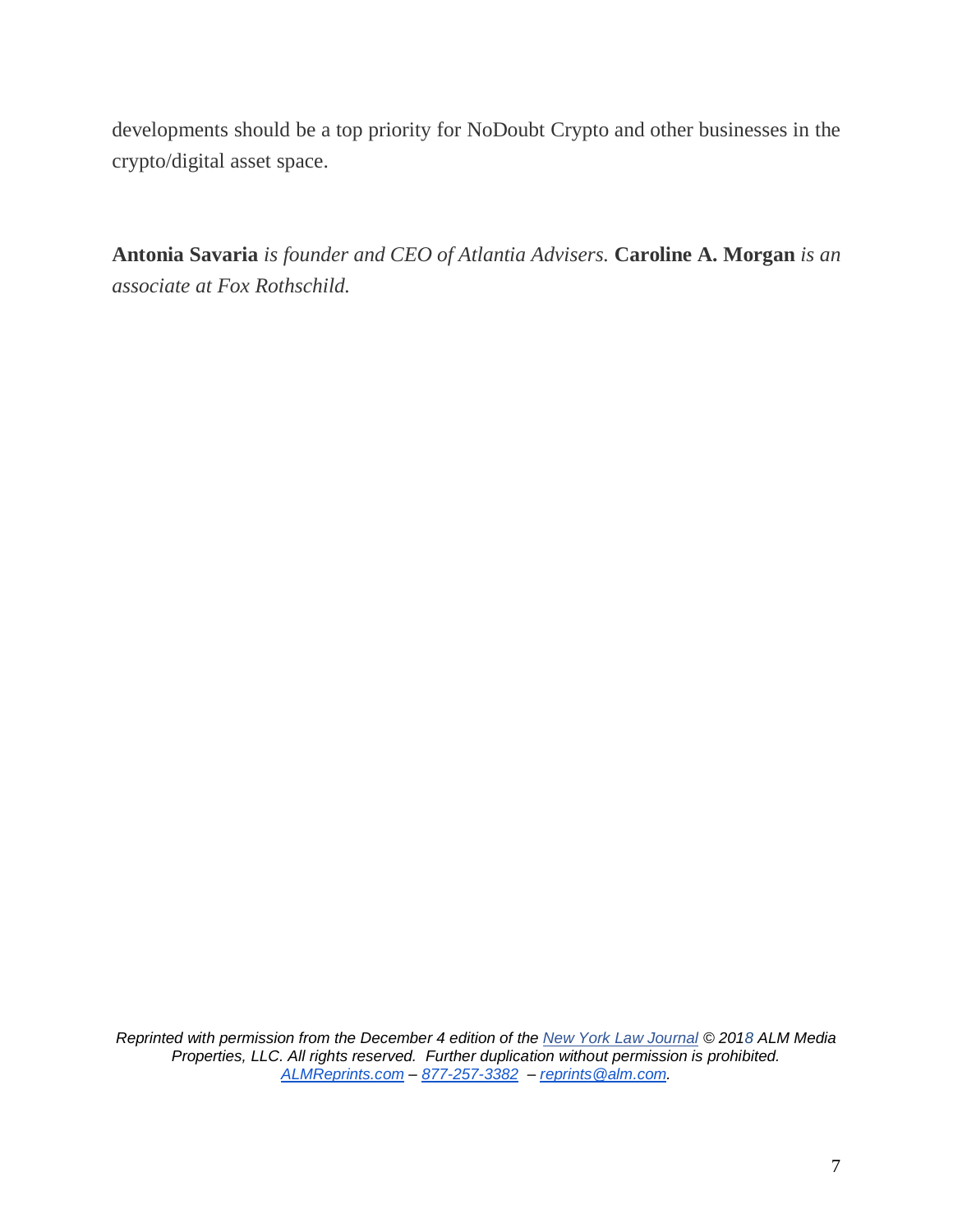developments should be a top priority for NoDoubt Crypto and other businesses in the crypto/digital asset space.

**Antonia Savaria** *is founder and CEO of Atlantia Advisers.* **Caroline A. Morgan** *is an associate at Fox Rothschild.*

*Reprinted with permission from the December 4 edition of the [New York Law Journal](New York Law Journal) © 2018 ALM Media Properties, LLC. All rights reserved. Further duplication without permission is prohibited. [ALMReprints.com](ALMReprints.com) – [877-257-3382](877-257-3382) – [reprints@alm.com](reprints@alm.com).*